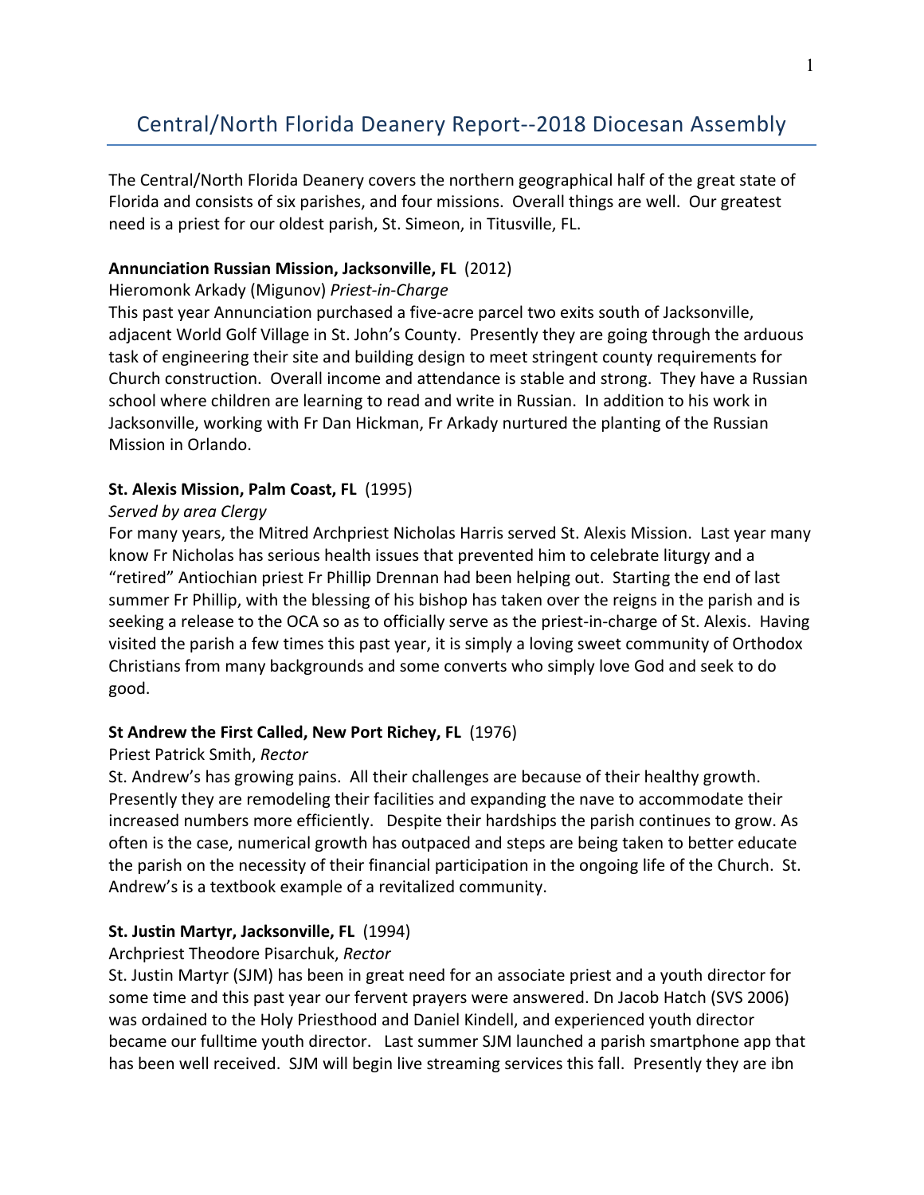# Central/North Florida Deanery Report--2018 Diocesan Assembly

The Central/North Florida Deanery covers the northern geographical half of the great state of Florida and consists of six parishes, and four missions. Overall things are well. Our greatest need is a priest for our oldest parish, St. Simeon, in Titusville, FL.

**Annunciation Russian Mission, Jacksonville, FL** (2012)

Hieromonk Arkady (Migunov) *Priest-in-Charge*

This past year Annunciation purchased a five-acre parcel two exits south of Jacksonville, adjacent World Golf Village in St. John's County. Presently they are going through the arduous task of engineering their site and building design to meet stringent county requirements for Church construction. Overall income and attendance is stable and strong. They have a Russian school where children are learning to read and write in Russian. In addition to his work in Jacksonville, working with Fr Dan Hickman, Fr Arkady nurtured the planting of the Russian Mission in Orlando.

**St. Alexis Mission, Palm Coast, FL** (1995)

*Served by area Clergy*

For many years, the Mitred Archpriest Nicholas Harris served St. Alexis Mission. Last year many know Fr Nicholas has serious health issues that prevented him to celebrate liturgy and a "retired" Antiochian priest Fr Phillip Drennan had been helping out. Starting the end of last summer Fr Phillip, with the blessing of his bishop has taken over the reigns in the parish and is seeking a release to the OCA so as to officially serve as the priest-in-charge of St. Alexis. Having visited the parish a few times this past year, it is simply a loving sweet community of Orthodox Christians from many backgrounds and some converts who simply love God and seek to do good.

**St Andrew the First Called, New Port Richey, FL** (1976)

Priest Patrick Smith, *Rector*

St. Andrew's has growing pains. All their challenges are because of their healthy growth. Presently they are remodeling their facilities and expanding the nave to accommodate their increased numbers more efficiently. Despite their hardships the parish continues to grow. As often is the case, numerical growth has outpaced and steps are being taken to better educate the parish on the necessity of their financial participation in the ongoing life of the Church. St. Andrew's is a textbook example of a revitalized community.

**St. Justin Martyr, Jacksonville, FL** (1994)

Archpriest Theodore Pisarchuk, *Rector*

St. Justin Martyr (SJM) has been in great need for an associate priest and a youth director for some time and this past year our fervent prayers were answered. Dn Jacob Hatch (SVS 2006) was ordained to the Holy Priesthood and Daniel Kindell, and experienced youth director became our fulltime youth director. Last summer SJM launched a parish smartphone app that has been well received. SJM will begin live streaming services this fall. Presently they are ibn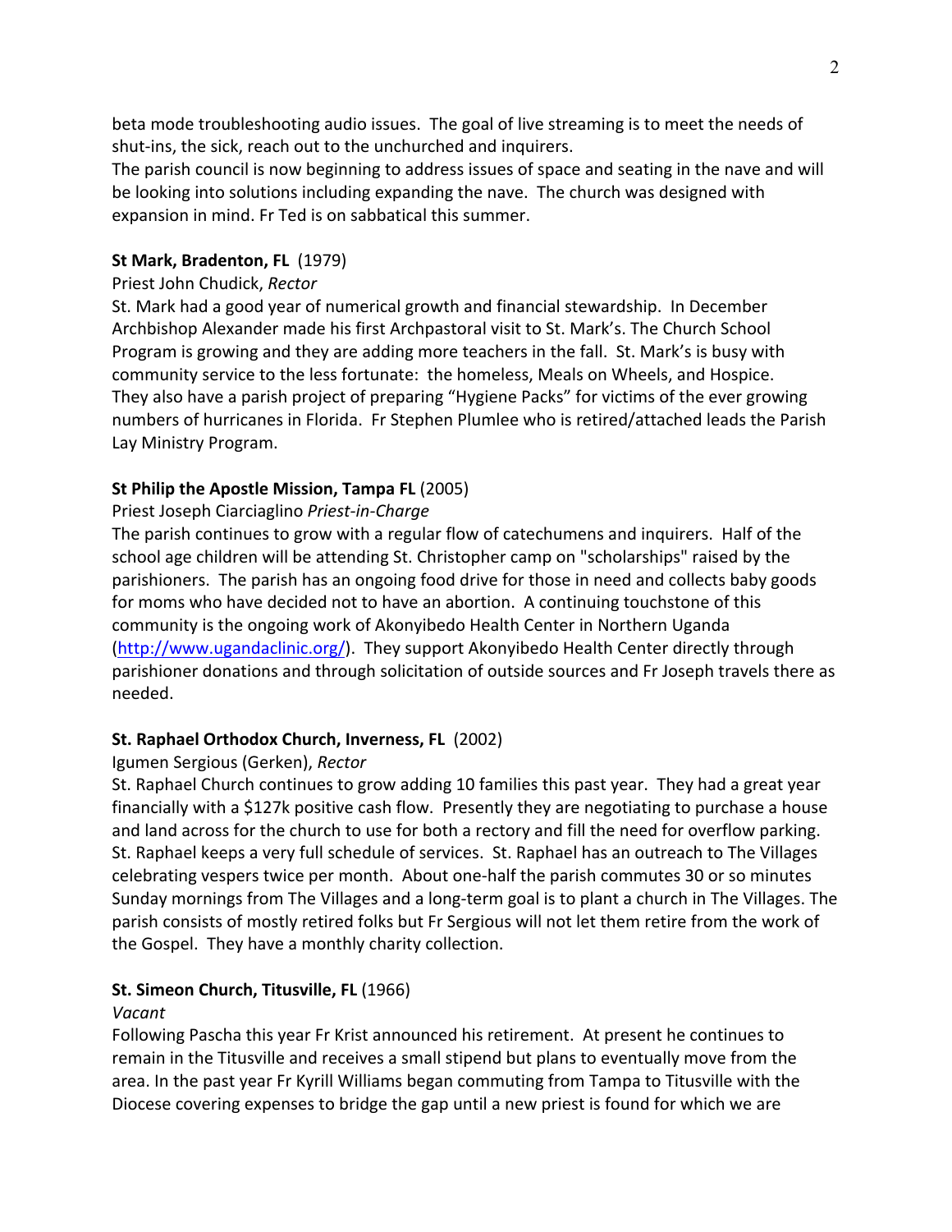beta mode troubleshooting audio issues. The goal of live streaming is to meet the needs of shut-ins, the sick, reach out to the unchurched and inquirers.
The parish council is now beginning to address issues of space and seating in the nave and will be looking into solutions including expanding the nave. The church was designed with expansion in mind. Fr Ted is on sabbatical this summer.

**St Mark, Bradenton, FL** (1979)
Priest John Chudick, *Rector*
St. Mark had a good year of numerical growth and financial stewardship. In December Archbishop Alexander made his first Archpastoral visit to St. Mark's. The Church School Program is growing and they are adding more teachers in the fall. St. Mark's is busy with community service to the less fortunate: the homeless, Meals on Wheels, and Hospice. They also have a parish project of preparing "Hygiene Packs" for victims of the ever growing numbers of hurricanes in Florida. Fr Stephen Plumlee who is retired/attached leads the Parish Lay Ministry Program.

**St Philip the Apostle Mission, Tampa FL** (2005)
Priest Joseph Ciarciaglino *Priest-in-Charge*
The parish continues to grow with a regular flow of catechumens and inquirers. Half of the school age children will be attending St. Christopher camp on "scholarships" raised by the parishioners. The parish has an ongoing food drive for those in need and collects baby goods for moms who have decided not to have an abortion. A continuing touchstone of this community is the ongoing work of Akonyibedo Health Center in Northern Uganda (http://www.ugandaclinic.org/). They support Akonyibedo Health Center directly through parishioner donations and through solicitation of outside sources and Fr Joseph travels there as needed.

**St. Raphael Orthodox Church, Inverness, FL** (2002)
Igumen Sergious (Gerken), *Rector*
St. Raphael Church continues to grow adding 10 families this past year. They had a great year financially with a $127k positive cash flow. Presently they are negotiating to purchase a house and land across for the church to use for both a rectory and fill the need for overflow parking. St. Raphael keeps a very full schedule of services. St. Raphael has an outreach to The Villages celebrating vespers twice per month. About one-half the parish commutes 30 or so minutes Sunday mornings from The Villages and a long-term goal is to plant a church in The Villages. The parish consists of mostly retired folks but Fr Sergious will not let them retire from the work of the Gospel. They have a monthly charity collection.

**St. Simeon Church, Titusville, FL** (1966)
*Vacant*
Following Pascha this year Fr Krist announced his retirement. At present he continues to remain in the Titusville and receives a small stipend but plans to eventually move from the area. In the past year Fr Kyrill Williams began commuting from Tampa to Titusville with the Diocese covering expenses to bridge the gap until a new priest is found for which we are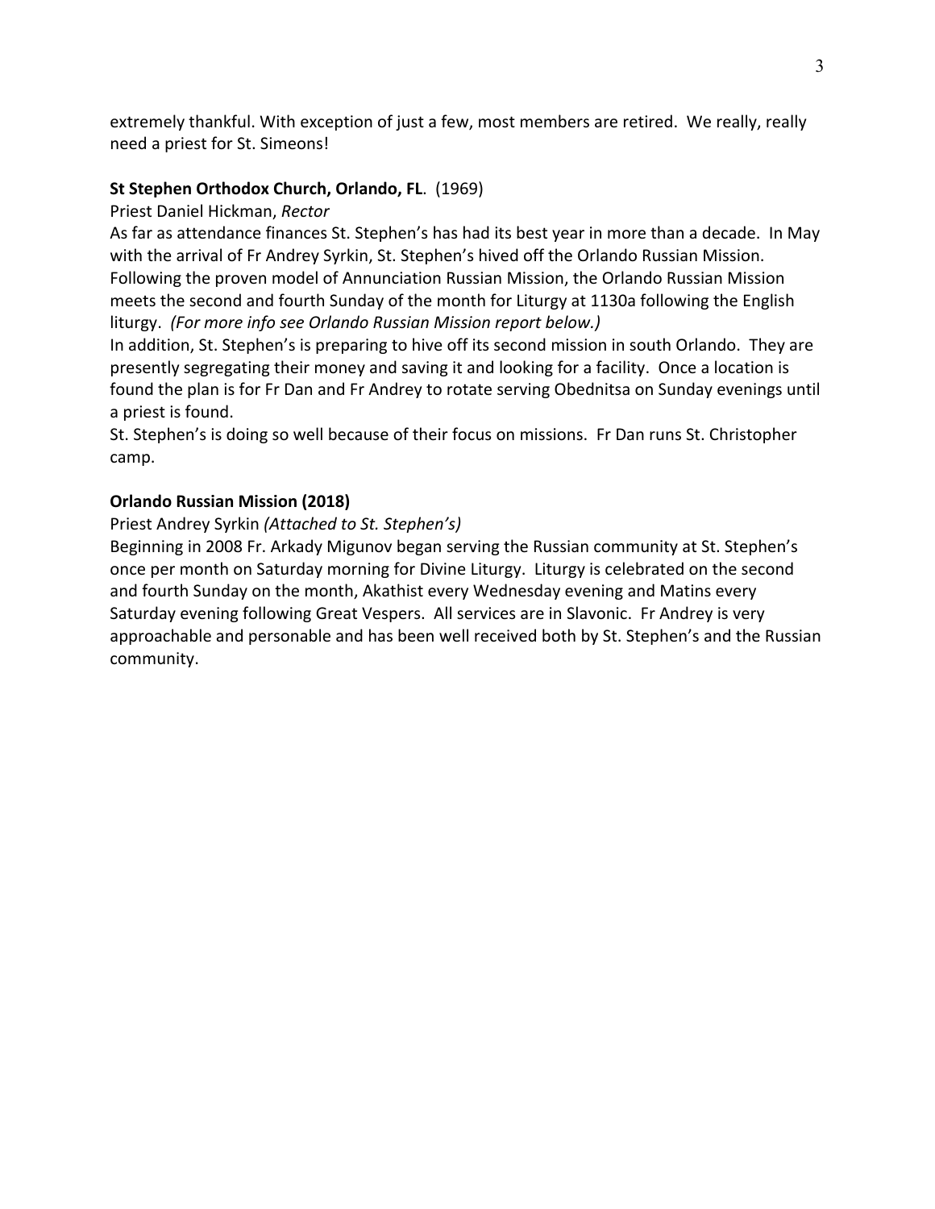extremely thankful. With exception of just a few, most members are retired. We really, really need a priest for St. Simeons!

**St Stephen Orthodox Church, Orlando, FL**. (1969)

Priest Daniel Hickman, *Rector*

As far as attendance finances St. Stephen's has had its best year in more than a decade. In May with the arrival of Fr Andrey Syrkin, St. Stephen's hived off the Orlando Russian Mission. Following the proven model of Annunciation Russian Mission, the Orlando Russian Mission meets the second and fourth Sunday of the month for Liturgy at 1130a following the English liturgy. *(For more info see Orlando Russian Mission report below.)*

In addition, St. Stephen's is preparing to hive off its second mission in south Orlando. They are presently segregating their money and saving it and looking for a facility. Once a location is found the plan is for Fr Dan and Fr Andrey to rotate serving Obednitsa on Sunday evenings until a priest is found.

St. Stephen's is doing so well because of their focus on missions. Fr Dan runs St. Christopher camp.

**Orlando Russian Mission (2018)**

Priest Andrey Syrkin *(Attached to St. Stephen's)*

Beginning in 2008 Fr. Arkady Migunov began serving the Russian community at St. Stephen's once per month on Saturday morning for Divine Liturgy. Liturgy is celebrated on the second and fourth Sunday on the month, Akathist every Wednesday evening and Matins every Saturday evening following Great Vespers. All services are in Slavonic. Fr Andrey is very approachable and personable and has been well received both by St. Stephen's and the Russian community.